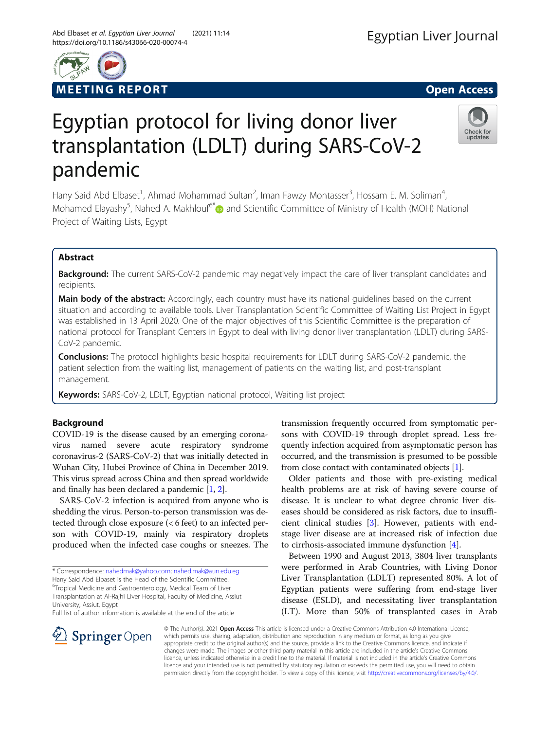MEETING REPORT

Open Access

# Egyptian protocol for living donor liver transplantation (LDLT) during SARS-CoV-2 pandemic

Hany Said Abd Elbaset[1], Ahmad Mohammad Sultan[2], Iman Fawzy Montasser[3], Hossam E. M. Soliman[4], Mohamed Elayashy[5], Nahed A. Makhlouf[6*] and Scientific Committee of Ministry of Health (MOH) National Project of Waiting Lists, Egypt

## Abstract

**Background:** The current SARS-CoV-2 pandemic may negatively impact the care of liver transplant candidates and recipients.

**Main body of the abstract:** Accordingly, each country must have its national guidelines based on the current situation and according to available tools. Liver Transplantation Scientific Committee of Waiting List Project in Egypt was established in 13 April 2020. One of the major objectives of this Scientific Committee is the preparation of national protocol for Transplant Centers in Egypt to deal with living donor liver transplantation (LDLT) during SARS-CoV-2 pandemic.

**Conclusions:** The protocol highlights basic hospital requirements for LDLT during SARS-CoV-2 pandemic, the patient selection from the waiting list, management of patients on the waiting list, and post-transplant management.

**Keywords:** SARS-CoV-2, LDLT, Egyptian national protocol, Waiting list project

## Background

COVID-19 is the disease caused by an emerging coronavirus named severe acute respiratory syndrome coronavirus-2 (SARS-CoV-2) that was initially detected in Wuhan City, Hubei Province of China in December 2019. This virus spread across China and then spread worldwide and finally has been declared a pandemic [1, 2].

SARS-CoV-2 infection is acquired from anyone who is shedding the virus. Person-to-person transmission was detected through close exposure (< 6 feet) to an infected person with COVID-19, mainly via respiratory droplets produced when the infected case coughs or sneezes. The transmission frequently occurred from symptomatic persons with COVID-19 through droplet spread. Less frequently infection acquired from asymptomatic person has occurred, and the transmission is presumed to be possible from close contact with contaminated objects [1].

Older patients and those with pre-existing medical health problems are at risk of having severe course of disease. It is unclear to what degree chronic liver diseases should be considered as risk factors, due to insufficient clinical studies [3]. However, patients with end-stage liver disease are at increased risk of infection due to cirrhosis-associated immune dysfunction [4].

Between 1990 and August 2013, 3804 liver transplants were performed in Arab Countries, with Living Donor Liver Transplantation (LDLT) represented 80%. A lot of Egyptian patients were suffering from end-stage liver disease (ESLD), and necessitating liver transplantation (LT). More than 50% of transplanted cases in Arab

\* Correspondence: nahedmak@yahoo.com; nahed.mak@aun.edu.eg
Hany Said Abd Elbaset is the Head of the Scientific Committee.
[6]Tropical Medicine and Gastroenterology, Medical Team of Liver Transplantation at Al-Rajhi Liver Hospital, Faculty of Medicine, Assiut University, Assiut, Egypt
Full list of author information is available at the end of the article

© The Author(s). 2021 **Open Access** This article is licensed under a Creative Commons Attribution 4.0 International License, which permits use, sharing, adaptation, distribution and reproduction in any medium or format, as long as you give appropriate credit to the original author(s) and the source, provide a link to the Creative Commons licence, and indicate if changes were made. The images or other third party material in this article are included in the article's Creative Commons licence, unless indicated otherwise in a credit line to the material. If material is not included in the article's Creative Commons licence and your intended use is not permitted by statutory regulation or exceeds the permitted use, you will need to obtain permission directly from the copyright holder. To view a copy of this licence, visit http://creativecommons.org/licenses/by/4.0/.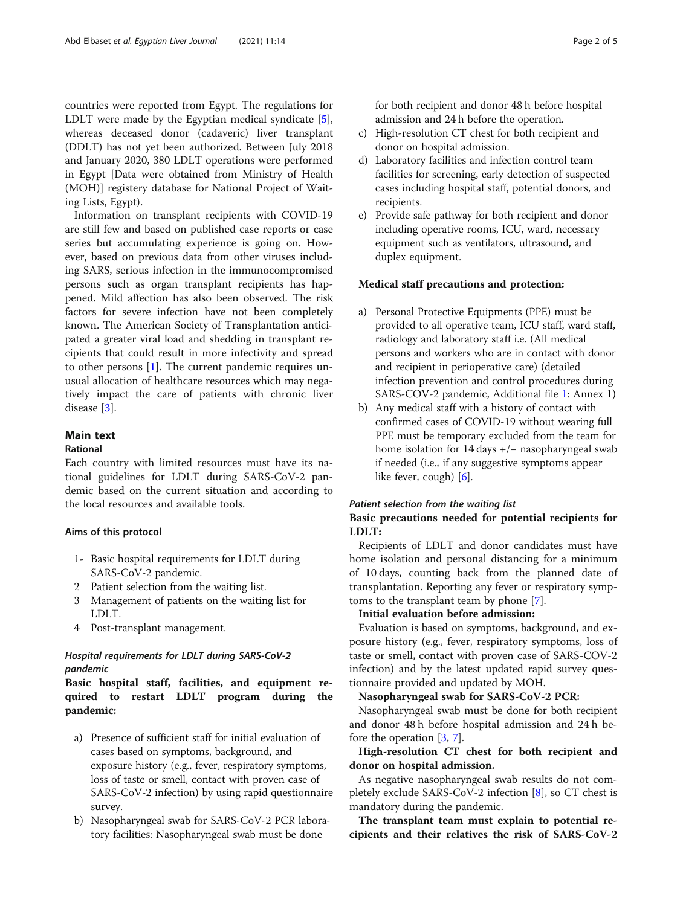countries were reported from Egypt. The regulations for LDLT were made by the Egyptian medical syndicate [5], whereas deceased donor (cadaveric) liver transplant (DDLT) has not yet been authorized. Between July 2018 and January 2020, 380 LDLT operations were performed in Egypt [Data were obtained from Ministry of Health (MOH)] registery database for National Project of Waiting Lists, Egypt).

Information on transplant recipients with COVID-19 are still few and based on published case reports or case series but accumulating experience is going on. However, based on previous data from other viruses including SARS, serious infection in the immunocompromised persons such as organ transplant recipients has happened. Mild affection has also been observed. The risk factors for severe infection have not been completely known. The American Society of Transplantation anticipated a greater viral load and shedding in transplant recipients that could result in more infectivity and spread to other persons [1]. The current pandemic requires unusual allocation of healthcare resources which may negatively impact the care of patients with chronic liver disease [3].

## Main text

### Rational

Each country with limited resources must have its national guidelines for LDLT during SARS-CoV-2 pandemic based on the current situation and according to the local resources and available tools.

#### Aims of this protocol

1- Basic hospital requirements for LDLT during SARS-CoV-2 pandemic.
2 Patient selection from the waiting list.
3 Management of patients on the waiting list for LDLT.
4 Post-transplant management.

#### *Hospital requirements for LDLT during SARS-CoV-2 pandemic*

**Basic hospital staff, facilities, and equipment required to restart LDLT program during the pandemic:**

a) Presence of sufficient staff for initial evaluation of cases based on symptoms, background, and exposure history (e.g., fever, respiratory symptoms, loss of taste or smell, contact with proven case of SARS-CoV-2 infection) by using rapid questionnaire survey.
b) Nasopharyngeal swab for SARS-CoV-2 PCR laboratory facilities: Nasopharyngeal swab must be done for both recipient and donor 48 h before hospital admission and 24 h before the operation.
c) High-resolution CT chest for both recipient and donor on hospital admission.
d) Laboratory facilities and infection control team facilities for screening, early detection of suspected cases including hospital staff, potential donors, and recipients.
e) Provide safe pathway for both recipient and donor including operative rooms, ICU, ward, necessary equipment such as ventilators, ultrasound, and duplex equipment.

**Medical staff precautions and protection:**

a) Personal Protective Equipments (PPE) must be provided to all operative team, ICU staff, ward staff, radiology and laboratory staff i.e. (All medical persons and workers who are in contact with donor and recipient in perioperative care) (detailed infection prevention and control procedures during SARS-COV-2 pandemic, Additional file 1: Annex 1)
b) Any medical staff with a history of contact with confirmed cases of COVID-19 without wearing full PPE must be temporary excluded from the team for home isolation for 14 days +/− nasopharyngeal swab if needed (i.e., if any suggestive symptoms appear like fever, cough) [6].

#### *Patient selection from the waiting list*

**Basic precautions needed for potential recipients for LDLT:**

Recipients of LDLT and donor candidates must have home isolation and personal distancing for a minimum of 10 days, counting back from the planned date of transplantation. Reporting any fever or respiratory symptoms to the transplant team by phone [7].

**Initial evaluation before admission:**

Evaluation is based on symptoms, background, and exposure history (e.g., fever, respiratory symptoms, loss of taste or smell, contact with proven case of SARS-COV-2 infection) and by the latest updated rapid survey questionnaire provided and updated by MOH.

**Nasopharyngeal swab for SARS-CoV-2 PCR:**

Nasopharyngeal swab must be done for both recipient and donor 48 h before hospital admission and 24 h before the operation [3, 7].

**High-resolution CT chest for both recipient and donor on hospital admission.**

As negative nasopharyngeal swab results do not completely exclude SARS-CoV-2 infection [8], so CT chest is mandatory during the pandemic.

**The transplant team must explain to potential recipients and their relatives the risk of SARS-CoV-2**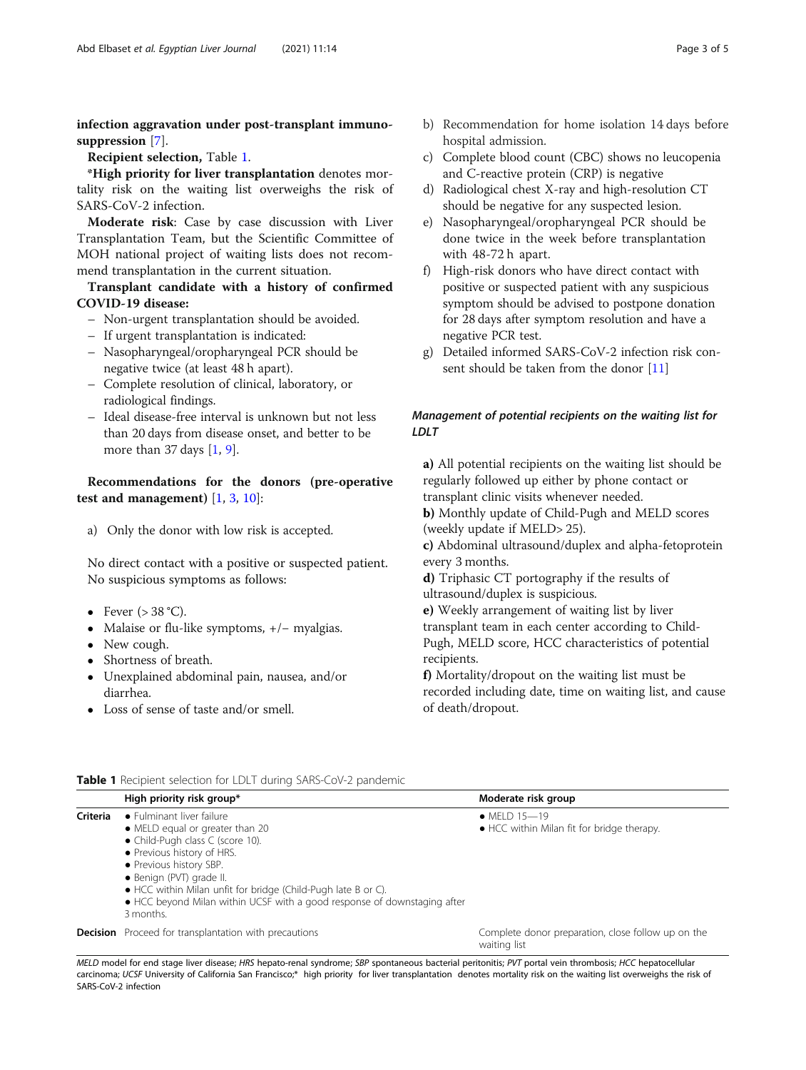**infection aggravation under post-transplant immunosuppression** [7].

**Recipient selection,** Table 1.

***High priority for liver transplantation** denotes mortality risk on the waiting list overweighs the risk of SARS-CoV-2 infection.

**Moderate risk**: Case by case discussion with Liver Transplantation Team, but the Scientific Committee of MOH national project of waiting lists does not recommend transplantation in the current situation.

**Transplant candidate with a history of confirmed COVID-19 disease:**

- Non-urgent transplantation should be avoided.
- If urgent transplantation is indicated:
- Nasopharyngeal/oropharyngeal PCR should be negative twice (at least 48 h apart).
- Complete resolution of clinical, laboratory, or radiological findings.
- Ideal disease-free interval is unknown but not less than 20 days from disease onset, and better to be more than 37 days [1, 9].

**Recommendations for the donors (pre-operative test and management)** [1, 3, 10]:

a) Only the donor with low risk is accepted.

No direct contact with a positive or suspected patient.
No suspicious symptoms as follows:

- Fever (> 38 °C).
- Malaise or flu-like symptoms, +/− myalgias.
- New cough.
- Shortness of breath.
- Unexplained abdominal pain, nausea, and/or diarrhea.
- Loss of sense of taste and/or smell.

b) Recommendation for home isolation 14 days before hospital admission.

c) Complete blood count (CBC) shows no leucopenia and C-reactive protein (CRP) is negative

d) Radiological chest X-ray and high-resolution CT should be negative for any suspected lesion.

e) Nasopharyngeal/oropharyngeal PCR should be done twice in the week before transplantation with 48-72 h apart.

f) High-risk donors who have direct contact with positive or suspected patient with any suspicious symptom should be advised to postpone donation for 28 days after symptom resolution and have a negative PCR test.

g) Detailed informed SARS-CoV-2 infection risk consent should be taken from the donor [11]

### *Management of potential recipients on the waiting list for LDLT*

**a)** All potential recipients on the waiting list should be regularly followed up either by phone contact or transplant clinic visits whenever needed.

**b)** Monthly update of Child-Pugh and MELD scores (weekly update if MELD> 25).

**c)** Abdominal ultrasound/duplex and alpha-fetoprotein every 3 months.

**d)** Triphasic CT portography if the results of ultrasound/duplex is suspicious.

**e)** Weekly arrangement of waiting list by liver transplant team in each center according to Child-Pugh, MELD score, HCC characteristics of potential recipients.

**f)** Mortality/dropout on the waiting list must be recorded including date, time on waiting list, and cause of death/dropout.

**Table 1** Recipient selection for LDLT during SARS-CoV-2 pandemic

| | High priority risk group* | Moderate risk group |
|---|---|---|
| **Criteria** | • Fulminant liver failure<br>• MELD equal or greater than 20<br>• Child-Pugh class C (score 10).<br>• Previous history of HRS.<br>• Previous history SBP.<br>• Benign (PVT) grade II.<br>• HCC within Milan unfit for bridge (Child-Pugh late B or C).<br>• HCC beyond Milan within UCSF with a good response of downstaging after 3 months. | • MELD 15—19<br>• HCC within Milan fit for bridge therapy. |
| **Decision** | Proceed for transplantation with precautions | Complete donor preparation, close follow up on the waiting list |

*MELD* model for end stage liver disease; *HRS* hepato-renal syndrome; *SBP* spontaneous bacterial peritonitis; *PVT* portal vein thrombosis; *HCC* hepatocellular carcinoma; *UCSF* University of California San Francisco;* high priority for liver transplantation denotes mortality risk on the waiting list overweighs the risk of SARS-CoV-2 infection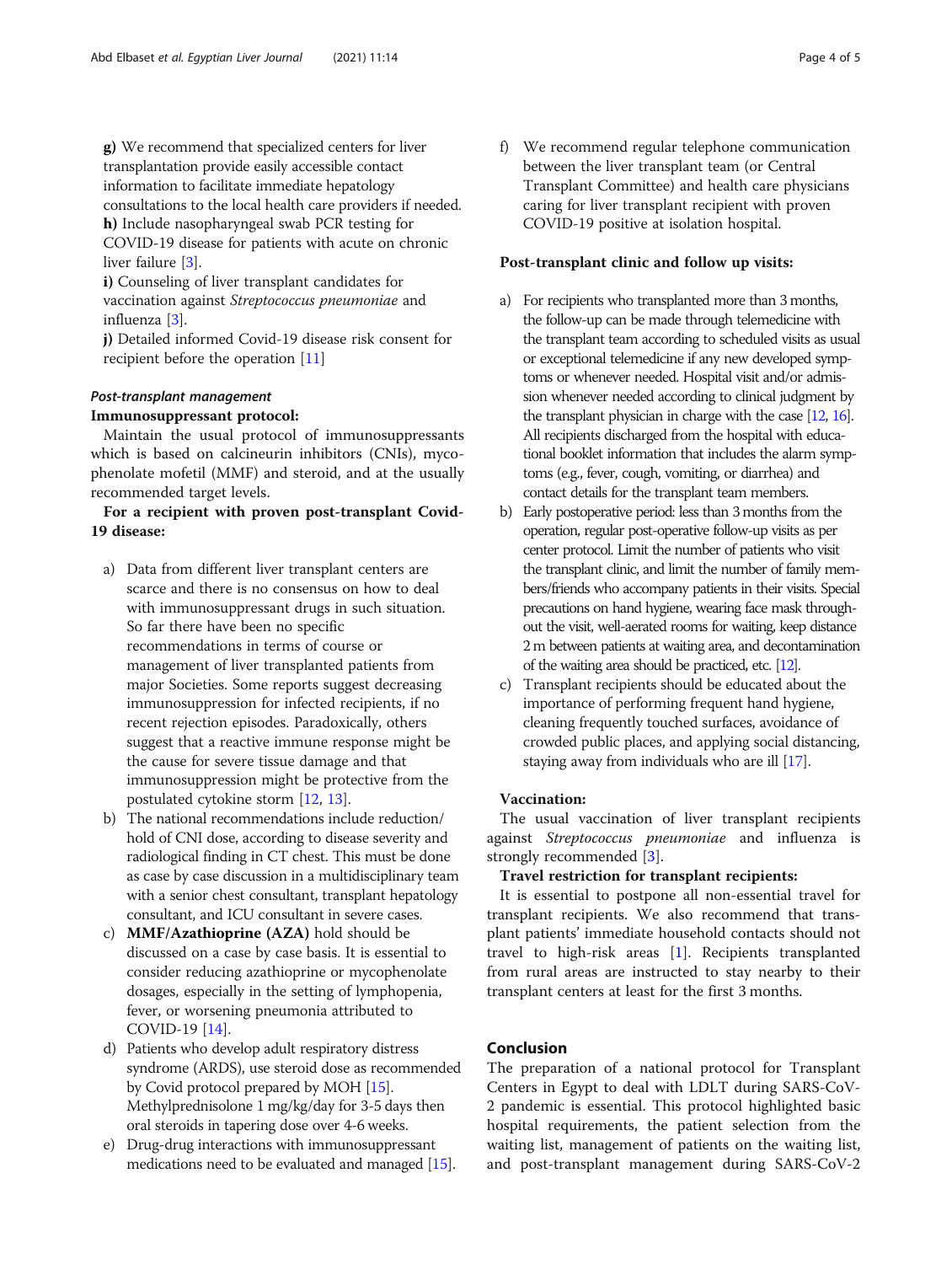**g)** We recommend that specialized centers for liver transplantation provide easily accessible contact information to facilitate immediate hepatology consultations to the local health care providers if needed.

**h)** Include nasopharyngeal swab PCR testing for COVID-19 disease for patients with acute on chronic liver failure [3].

**i)** Counseling of liver transplant candidates for vaccination against *Streptococcus pneumoniae* and influenza [3].

**j)** Detailed informed Covid-19 disease risk consent for recipient before the operation [11]

### *Post-transplant management*

**Immunosuppressant protocol:**

Maintain the usual protocol of immunosuppressants which is based on calcineurin inhibitors (CNIs), mycophenolate mofetil (MMF) and steroid, and at the usually recommended target levels.

**For a recipient with proven post-transplant Covid-19 disease:**

a) Data from different liver transplant centers are scarce and there is no consensus on how to deal with immunosuppressant drugs in such situation. So far there have been no specific recommendations in terms of course or management of liver transplanted patients from major Societies. Some reports suggest decreasing immunosuppression for infected recipients, if no recent rejection episodes. Paradoxically, others suggest that a reactive immune response might be the cause for severe tissue damage and that immunosuppression might be protective from the postulated cytokine storm [12, 13].

b) The national recommendations include reduction/hold of CNI dose, according to disease severity and radiological finding in CT chest. This must be done as case by case discussion in a multidisciplinary team with a senior chest consultant, transplant hepatology consultant, and ICU consultant in severe cases.

c) **MMF/Azathioprine (AZA)** hold should be discussed on a case by case basis. It is essential to consider reducing azathioprine or mycophenolate dosages, especially in the setting of lymphopenia, fever, or worsening pneumonia attributed to COVID-19 [14].

d) Patients who develop adult respiratory distress syndrome (ARDS), use steroid dose as recommended by Covid protocol prepared by MOH [15]. Methylprednisolone 1 mg/kg/day for 3-5 days then oral steroids in tapering dose over 4-6 weeks.

e) Drug-drug interactions with immunosuppressant medications need to be evaluated and managed [15].

f) We recommend regular telephone communication between the liver transplant team (or Central Transplant Committee) and health care physicians caring for liver transplant recipient with proven COVID-19 positive at isolation hospital.

**Post-transplant clinic and follow up visits:**

a) For recipients who transplanted more than 3 months, the follow-up can be made through telemedicine with the transplant team according to scheduled visits as usual or exceptional telemedicine if any new developed symptoms or whenever needed. Hospital visit and/or admission whenever needed according to clinical judgment by the transplant physician in charge with the case [12, 16]. All recipients discharged from the hospital with educational booklet information that includes the alarm symptoms (e.g., fever, cough, vomiting, or diarrhea) and contact details for the transplant team members.

b) Early postoperative period: less than 3 months from the operation, regular post-operative follow-up visits as per center protocol. Limit the number of patients who visit the transplant clinic, and limit the number of family members/friends who accompany patients in their visits. Special precautions on hand hygiene, wearing face mask throughout the visit, well-aerated rooms for waiting, keep distance 2 m between patients at waiting area, and decontamination of the waiting area should be practiced, etc. [12].

c) Transplant recipients should be educated about the importance of performing frequent hand hygiene, cleaning frequently touched surfaces, avoidance of crowded public places, and applying social distancing, staying away from individuals who are ill [17].

**Vaccination:**

The usual vaccination of liver transplant recipients against *Streptococcus pneumoniae* and influenza is strongly recommended [3].

**Travel restriction for transplant recipients:**

It is essential to postpone all non-essential travel for transplant recipients. We also recommend that transplant patients' immediate household contacts should not travel to high-risk areas [1]. Recipients transplanted from rural areas are instructed to stay nearby to their transplant centers at least for the first 3 months.

## Conclusion

The preparation of a national protocol for Transplant Centers in Egypt to deal with LDLT during SARS-CoV-2 pandemic is essential. This protocol highlighted basic hospital requirements, the patient selection from the waiting list, management of patients on the waiting list, and post-transplant management during SARS-CoV-2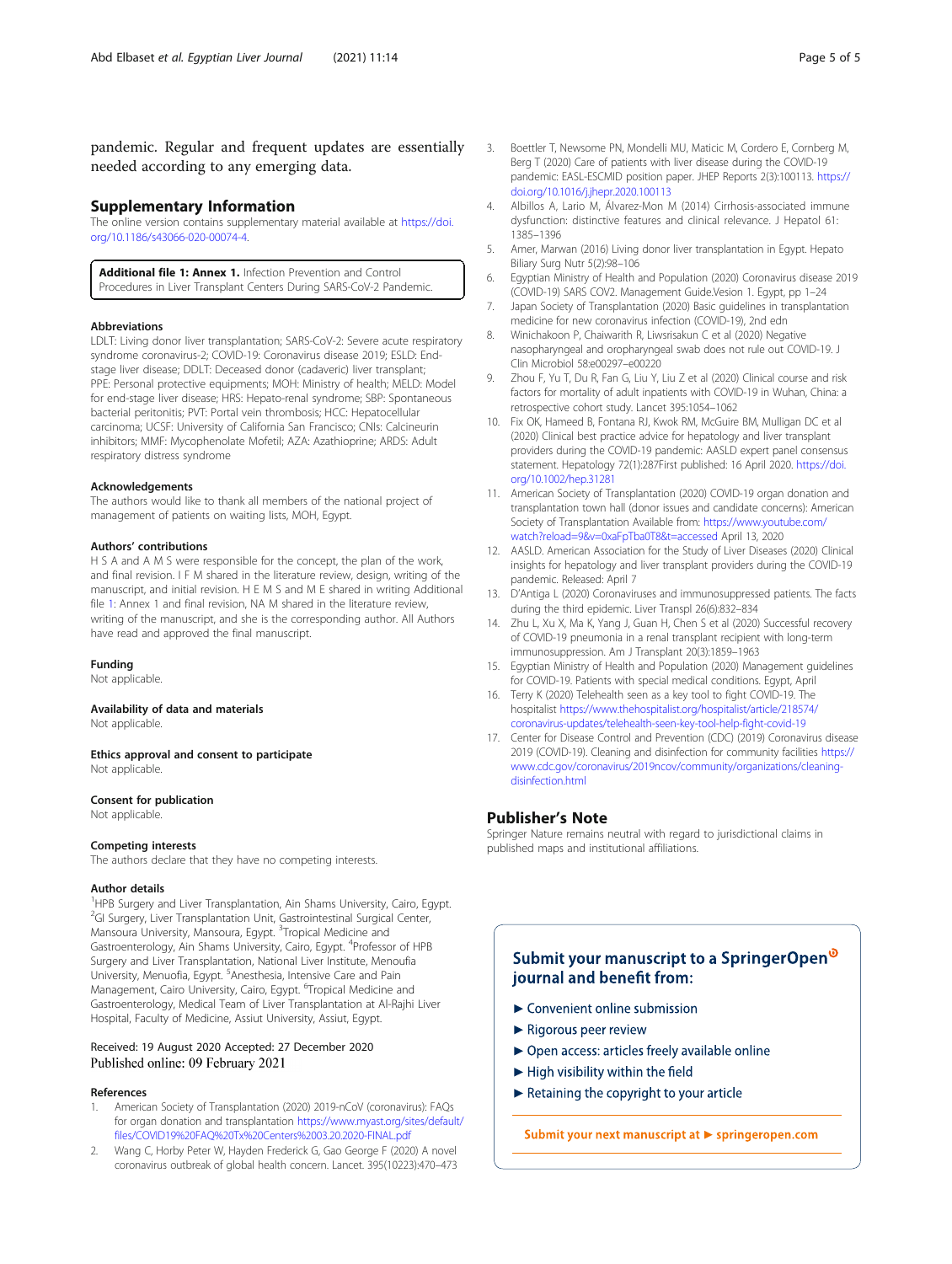pandemic. Regular and frequent updates are essentially needed according to any emerging data.

## Supplementary Information

The online version contains supplementary material available at https://doi.org/10.1186/s43066-020-00074-4.

**Additional file 1: Annex 1.** Infection Prevention and Control Procedures in Liver Transplant Centers During SARS-CoV-2 Pandemic.

#### Abbreviations

LDLT: Living donor liver transplantation; SARS-CoV-2: Severe acute respiratory syndrome coronavirus-2; COVID-19: Coronavirus disease 2019; ESLD: End-stage liver disease; DDLT: Deceased donor (cadaveric) liver transplant; PPE: Personal protective equipments; MOH: Ministry of health; MELD: Model for end-stage liver disease; HRS: Hepato-renal syndrome; SBP: Spontaneous bacterial peritonitis; PVT: Portal vein thrombosis; HCC: Hepatocellular carcinoma; UCSF: University of California San Francisco; CNIs: Calcineurin inhibitors; MMF: Mycophenolate Mofetil; AZA: Azathioprine; ARDS: Adult respiratory distress syndrome

#### Acknowledgements

The authors would like to thank all members of the national project of management of patients on waiting lists, MOH, Egypt.

#### Authors' contributions

H S A and A M S were responsible for the concept, the plan of the work, and final revision. I F M shared in the literature review, design, writing of the manuscript, and initial revision. H E M S and M E shared in writing Additional file 1: Annex 1 and final revision, NA M shared in the literature review, writing of the manuscript, and she is the corresponding author. All Authors have read and approved the final manuscript.

#### Funding

Not applicable.

#### Availability of data and materials

Not applicable.

#### Ethics approval and consent to participate

Not applicable.

#### Consent for publication

Not applicable.

#### Competing interests

The authors declare that they have no competing interests.

#### Author details

[1]HPB Surgery and Liver Transplantation, Ain Shams University, Cairo, Egypt. [2]GI Surgery, Liver Transplantation Unit, Gastrointestinal Surgical Center, Mansoura University, Mansoura, Egypt. [3]Tropical Medicine and Gastroenterology, Ain Shams University, Cairo, Egypt. [4]Professor of HPB Surgery and Liver Transplantation, National Liver Institute, Menoufia University, Menuofia, Egypt. [5]Anesthesia, Intensive Care and Pain Management, Cairo University, Cairo, Egypt. [6]Tropical Medicine and Gastroenterology, Medical Team of Liver Transplantation at Al-Rajhi Liver Hospital, Faculty of Medicine, Assiut University, Assiut, Egypt.

Received: 19 August 2020 Accepted: 27 December 2020
Published online: 09 February 2021

#### References

1. American Society of Transplantation (2020) 2019-nCoV (coronavirus): FAQs for organ donation and transplantation https://www.myast.org/sites/default/files/COVID19%20FAQ%20Tx%20Centers%2003.20.2020-FINAL.pdf
2. Wang C, Horby Peter W, Hayden Frederick G, Gao George F (2020) A novel coronavirus outbreak of global health concern. Lancet. 395(10223):470–473
3. Boettler T, Newsome PN, Mondelli MU, Maticic M, Cordero E, Cornberg M, Berg T (2020) Care of patients with liver disease during the COVID-19 pandemic: EASL-ESCMID position paper. JHEP Reports 2(3):100113. https://doi.org/10.1016/j.jhepr.2020.100113
4. Albillos A, Lario M, Álvarez-Mon M (2014) Cirrhosis-associated immune dysfunction: distinctive features and clinical relevance. J Hepatol 61: 1385–1396
5. Amer, Marwan (2016) Living donor liver transplantation in Egypt. Hepato Biliary Surg Nutr 5(2):98–106
6. Egyptian Ministry of Health and Population (2020) Coronavirus disease 2019 (COVID-19) SARS COV2. Management Guide.Vesion 1. Egypt, pp 1–24
7. Japan Society of Transplantation (2020) Basic guidelines in transplantation medicine for new coronavirus infection (COVID-19), 2nd edn
8. Winichakoon P, Chaiwarith R, Liwsrisakun C et al (2020) Negative nasopharyngeal and oropharyngeal swab does not rule out COVID-19. J Clin Microbiol 58:e00297–e00220
9. Zhou F, Yu T, Du R, Fan G, Liu Y, Liu Z et al (2020) Clinical course and risk factors for mortality of adult inpatients with COVID-19 in Wuhan, China: a retrospective cohort study. Lancet 395:1054–1062
10. Fix OK, Hameed B, Fontana RJ, Kwok RM, McGuire BM, Mulligan DC et al (2020) Clinical best practice advice for hepatology and liver transplant providers during the COVID-19 pandemic: AASLD expert panel consensus statement. Hepatology 72(1):287First published: 16 April 2020. https://doi.org/10.1002/hep.31281
11. American Society of Transplantation (2020) COVID-19 organ donation and transplantation town hall (donor issues and candidate concerns): American Society of Transplantation Available from: https://www.youtube.com/watch?reload=9&v=0xaFpTba0T8&t=accessed April 13, 2020
12. AASLD. American Association for the Study of Liver Diseases (2020) Clinical insights for hepatology and liver transplant providers during the COVID-19 pandemic. Released: April 7
13. D'Antiga L (2020) Coronaviruses and immunosuppressed patients. The facts during the third epidemic. Liver Transpl 26(6):832–834
14. Zhu L, Xu X, Ma K, Yang J, Guan H, Chen S et al (2020) Successful recovery of COVID-19 pneumonia in a renal transplant recipient with long-term immunosuppression. Am J Transplant 20(3):1859–1963
15. Egyptian Ministry of Health and Population (2020) Management guidelines for COVID-19. Patients with special medical conditions. Egypt, April
16. Terry K (2020) Telehealth seen as a key tool to fight COVID-19. The hospitalist https://www.thehospitalist.org/hospitalist/article/218574/coronavirus-updates/telehealth-seen-key-tool-help-fight-covid-19
17. Center for Disease Control and Prevention (CDC) (2019) Coronavirus disease 2019 (COVID-19). Cleaning and disinfection for community facilities https://www.cdc.gov/coronavirus/2019ncov/community/organizations/cleaning-disinfection.html

## Publisher's Note

Springer Nature remains neutral with regard to jurisdictional claims in published maps and institutional affiliations.

**Submit your manuscript to a SpringerOpen journal and benefit from:**

- ► Convenient online submission
- ► Rigorous peer review
- ► Open access: articles freely available online
- ► High visibility within the field
- ► Retaining the copyright to your article

**Submit your next manuscript at ► springeropen.com**